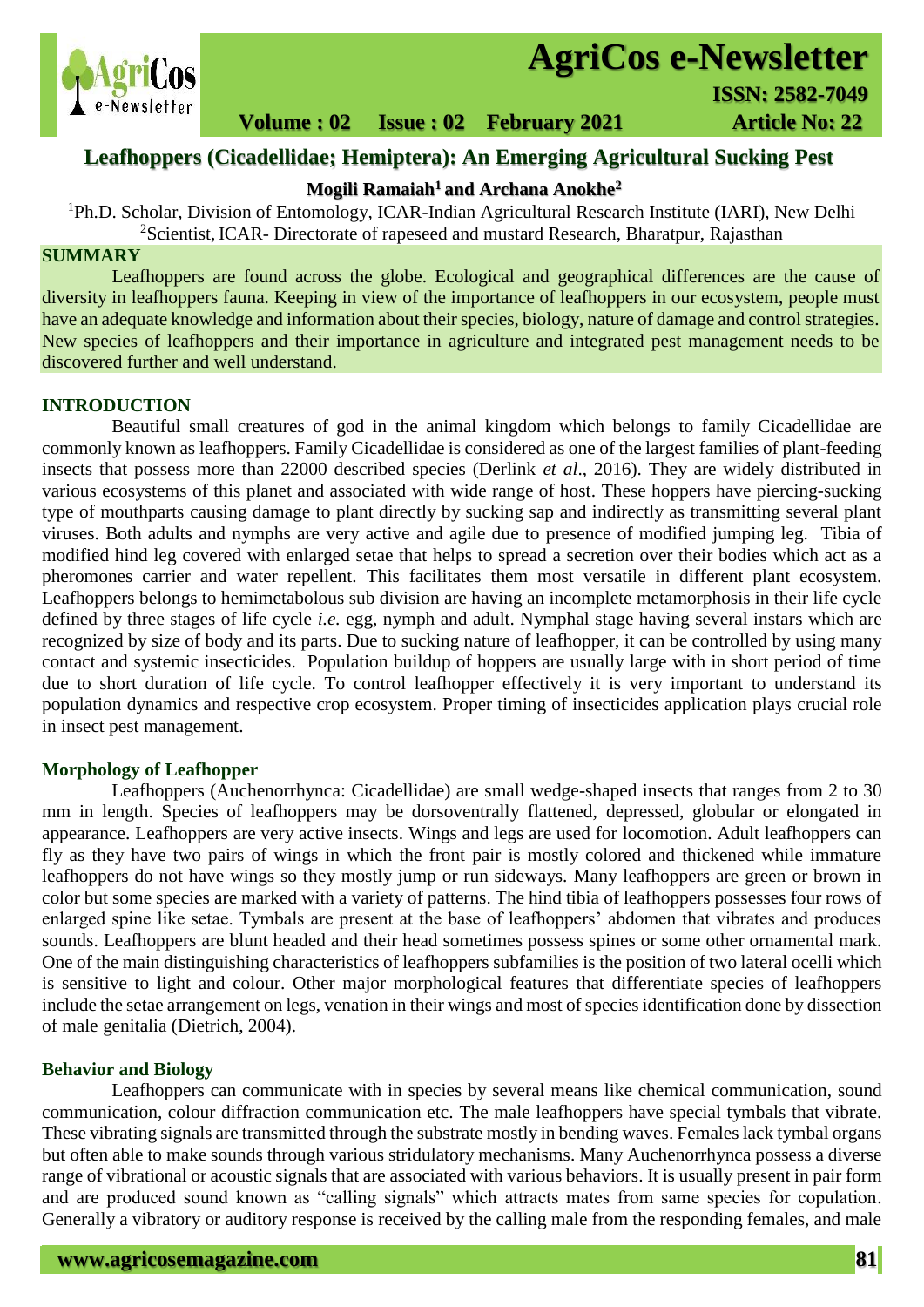# Leafhoppers (Cicadellidae; Hemiptera): An Emerging Agricultural Sucking Pest

**Mogili Ramaiah[1] and Archana Anokhe[2]**

[1]Ph.D. Scholar, Division of Entomology, ICAR-Indian Agricultural Research Institute (IARI), New Delhi
[2]Scientist, ICAR- Directorate of rapeseed and mustard Research, Bharatpur, Rajasthan

## SUMMARY

Leafhoppers are found across the globe. Ecological and geographical differences are the cause of diversity in leafhoppers fauna. Keeping in view of the importance of leafhoppers in our ecosystem, people must have an adequate knowledge and information about their species, biology, nature of damage and control strategies. New species of leafhoppers and their importance in agriculture and integrated pest management needs to be discovered further and well understand.

## INTRODUCTION

Beautiful small creatures of god in the animal kingdom which belongs to family Cicadellidae are commonly known as leafhoppers. Family Cicadellidae is considered as one of the largest families of plant-feeding insects that possess more than 22000 described species (Derlink *et al*., 2016). They are widely distributed in various ecosystems of this planet and associated with wide range of host. These hoppers have piercing-sucking type of mouthparts causing damage to plant directly by sucking sap and indirectly as transmitting several plant viruses. Both adults and nymphs are very active and agile due to presence of modified jumping leg. Tibia of modified hind leg covered with enlarged setae that helps to spread a secretion over their bodies which act as a pheromones carrier and water repellent. This facilitates them most versatile in different plant ecosystem. Leafhoppers belongs to hemimetabolous sub division are having an incomplete metamorphosis in their life cycle defined by three stages of life cycle *i.e.* egg, nymph and adult. Nymphal stage having several instars which are recognized by size of body and its parts. Due to sucking nature of leafhopper, it can be controlled by using many contact and systemic insecticides. Population buildup of hoppers are usually large with in short period of time due to short duration of life cycle. To control leafhopper effectively it is very important to understand its population dynamics and respective crop ecosystem. Proper timing of insecticides application plays crucial role in insect pest management.

### Morphology of Leafhopper

Leafhoppers (Auchenorrhynca: Cicadellidae) are small wedge-shaped insects that ranges from 2 to 30 mm in length. Species of leafhoppers may be dorsoventrally flattened, depressed, globular or elongated in appearance. Leafhoppers are very active insects. Wings and legs are used for locomotion. Adult leafhoppers can fly as they have two pairs of wings in which the front pair is mostly colored and thickened while immature leafhoppers do not have wings so they mostly jump or run sideways. Many leafhoppers are green or brown in color but some species are marked with a variety of patterns. The hind tibia of leafhoppers possesses four rows of enlarged spine like setae. Tymbals are present at the base of leafhoppers' abdomen that vibrates and produces sounds. Leafhoppers are blunt headed and their head sometimes possess spines or some other ornamental mark. One of the main distinguishing characteristics of leafhoppers subfamilies is the position of two lateral ocelli which is sensitive to light and colour. Other major morphological features that differentiate species of leafhoppers include the setae arrangement on legs, venation in their wings and most of species identification done by dissection of male genitalia (Dietrich, 2004).

### Behavior and Biology

Leafhoppers can communicate with in species by several means like chemical communication, sound communication, colour diffraction communication etc. The male leafhoppers have special tymbals that vibrate. These vibrating signals are transmitted through the substrate mostly in bending waves. Females lack tymbal organs but often able to make sounds through various stridulatory mechanisms. Many Auchenorrhynca possess a diverse range of vibrational or acoustic signals that are associated with various behaviors. It is usually present in pair form and are produced sound known as "calling signals" which attracts mates from same species for copulation. Generally a vibratory or auditory response is received by the calling male from the responding females, and male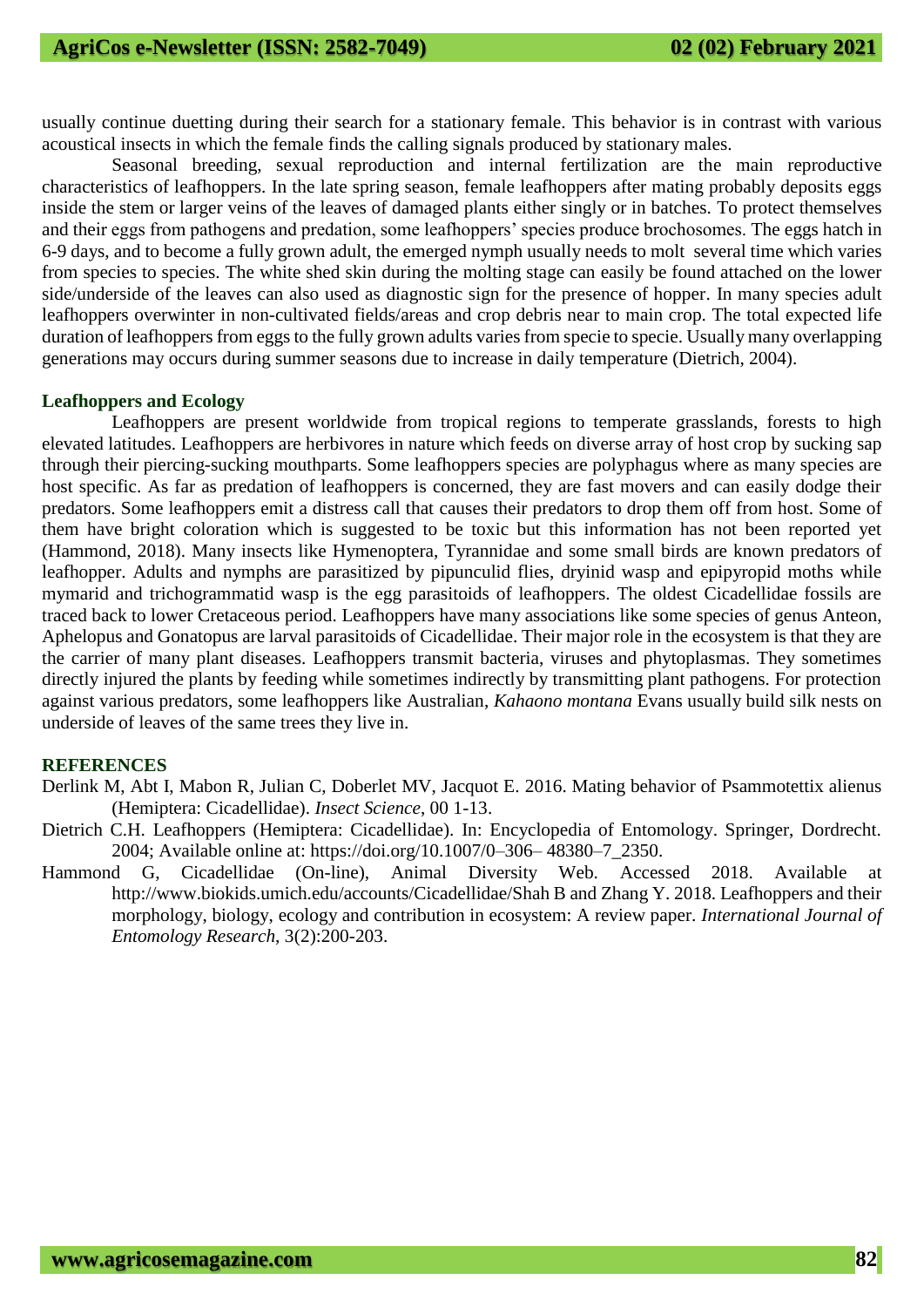usually continue duetting during their search for a stationary female. This behavior is in contrast with various acoustical insects in which the female finds the calling signals produced by stationary males.

Seasonal breeding, sexual reproduction and internal fertilization are the main reproductive characteristics of leafhoppers. In the late spring season, female leafhoppers after mating probably deposits eggs inside the stem or larger veins of the leaves of damaged plants either singly or in batches. To protect themselves and their eggs from pathogens and predation, some leafhoppers' species produce brochosomes. The eggs hatch in 6-9 days, and to become a fully grown adult, the emerged nymph usually needs to molt several time which varies from species to species. The white shed skin during the molting stage can easily be found attached on the lower side/underside of the leaves can also used as diagnostic sign for the presence of hopper. In many species adult leafhoppers overwinter in non-cultivated fields/areas and crop debris near to main crop. The total expected life duration of leafhoppers from eggs to the fully grown adults varies from specie to specie. Usually many overlapping generations may occurs during summer seasons due to increase in daily temperature (Dietrich, 2004).

## Leafhoppers and Ecology

Leafhoppers are present worldwide from tropical regions to temperate grasslands, forests to high elevated latitudes. Leafhoppers are herbivores in nature which feeds on diverse array of host crop by sucking sap through their piercing-sucking mouthparts. Some leafhoppers species are polyphagus where as many species are host specific. As far as predation of leafhoppers is concerned, they are fast movers and can easily dodge their predators. Some leafhoppers emit a distress call that causes their predators to drop them off from host. Some of them have bright coloration which is suggested to be toxic but this information has not been reported yet (Hammond, 2018). Many insects like Hymenoptera, Tyrannidae and some small birds are known predators of leafhopper. Adults and nymphs are parasitized by pipunculid flies, dryinid wasp and epipyropid moths while mymarid and trichogrammatid wasp is the egg parasitoids of leafhoppers. The oldest Cicadellidae fossils are traced back to lower Cretaceous period. Leafhoppers have many associations like some species of genus Anteon, Aphelopus and Gonatopus are larval parasitoids of Cicadellidae. Their major role in the ecosystem is that they are the carrier of many plant diseases. Leafhoppers transmit bacteria, viruses and phytoplasmas. They sometimes directly injured the plants by feeding while sometimes indirectly by transmitting plant pathogens. For protection against various predators, some leafhoppers like Australian, *Kahaono montana* Evans usually build silk nests on underside of leaves of the same trees they live in.

## REFERENCES

Derlink M, Abt I, Mabon R, Julian C, Doberlet MV, Jacquot E. 2016. Mating behavior of Psammotettix alienus (Hemiptera: Cicadellidae). *Insect Science*, 00 1-13.

Dietrich C.H. Leafhoppers (Hemiptera: Cicadellidae). In: Encyclopedia of Entomology. Springer, Dordrecht. 2004; Available online at: https://doi.org/10.1007/0–306– 48380–7_2350.

Hammond G, Cicadellidae (On-line), Animal Diversity Web. Accessed 2018. Available at http://www.biokids.umich.edu/accounts/Cicadellidae/Shah B and Zhang Y. 2018. Leafhoppers and their morphology, biology, ecology and contribution in ecosystem: A review paper. *International Journal of Entomology Research*, 3(2):200-203.